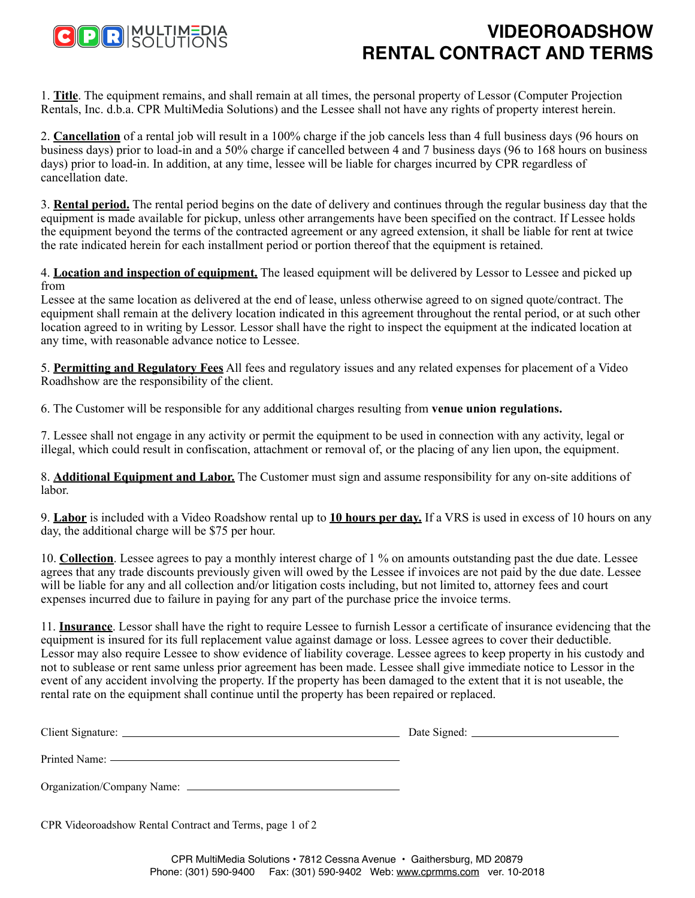# VIDEOROADSHOW RENTAL CONTRACT AND TERMS

1. **Title**. The equipment remains, and shall remain at all times, the personal property of Lessor (Computer Projection Rentals, Inc. d.b.a. CPR MultiMedia Solutions) and the Lessee shall not have any rights of property interest herein.

2. **Cancellation** of a rental job will result in a 100% charge if the job cancels less than 4 full business days (96 hours on business days) prior to load-in and a 50% charge if cancelled between 4 and 7 business days (96 to 168 hours on business days) prior to load-in. In addition, at any time, lessee will be liable for charges incurred by CPR regardless of cancellation date.

3. **Rental period.** The rental period begins on the date of delivery and continues through the regular business day that the equipment is made available for pickup, unless other arrangements have been specified on the contract. If Lessee holds the equipment beyond the terms of the contracted agreement or any agreed extension, it shall be liable for rent at twice the rate indicated herein for each installment period or portion thereof that the equipment is retained.

4. **Location and inspection of equipment.** The leased equipment will be delivered by Lessor to Lessee and picked up from
Lessee at the same location as delivered at the end of lease, unless otherwise agreed to on signed quote/contract. The equipment shall remain at the delivery location indicated in this agreement throughout the rental period, or at such other location agreed to in writing by Lessor. Lessor shall have the right to inspect the equipment at the indicated location at any time, with reasonable advance notice to Lessee.

5. **Permitting and Regulatory Fees** All fees and regulatory issues and any related expenses for placement of a Video Roadhshow are the responsibility of the client.

6. The Customer will be responsible for any additional charges resulting from **venue union regulations.**

7. Lessee shall not engage in any activity or permit the equipment to be used in connection with any activity, legal or illegal, which could result in confiscation, attachment or removal of, or the placing of any lien upon, the equipment.

8. **Additional Equipment and Labor.** The Customer must sign and assume responsibility for any on-site additions of labor.

9. **Labor** is included with a Video Roadshow rental up to **10 hours per day.** If a VRS is used in excess of 10 hours on any day, the additional charge will be $75 per hour.

10. **Collection**. Lessee agrees to pay a monthly interest charge of 1 % on amounts outstanding past the due date. Lessee agrees that any trade discounts previously given will owed by the Lessee if invoices are not paid by the due date. Lessee will be liable for any and all collection and/or litigation costs including, but not limited to, attorney fees and court expenses incurred due to failure in paying for any part of the purchase price the invoice terms.

11. **Insurance**. Lessor shall have the right to require Lessee to furnish Lessor a certificate of insurance evidencing that the equipment is insured for its full replacement value against damage or loss. Lessee agrees to cover their deductible. Lessor may also require Lessee to show evidence of liability coverage. Lessee agrees to keep property in his custody and not to sublease or rent same unless prior agreement has been made. Lessee shall give immediate notice to Lessor in the event of any accident involving the property. If the property has been damaged to the extent that it is not useable, the rental rate on the equipment shall continue until the property has been repaired or replaced.

Client Signature: ______________________________ Date Signed: ____________________

Printed Name: ______________________________

Organization/Company Name: ______________________________

CPR MultiMedia Solutions • 7812 Cessna Avenue • Gaithersburg, MD 20879
Phone: (301) 590-9400 Fax: (301) 590-9402 Web: www.cprmms.com ver. 10-2018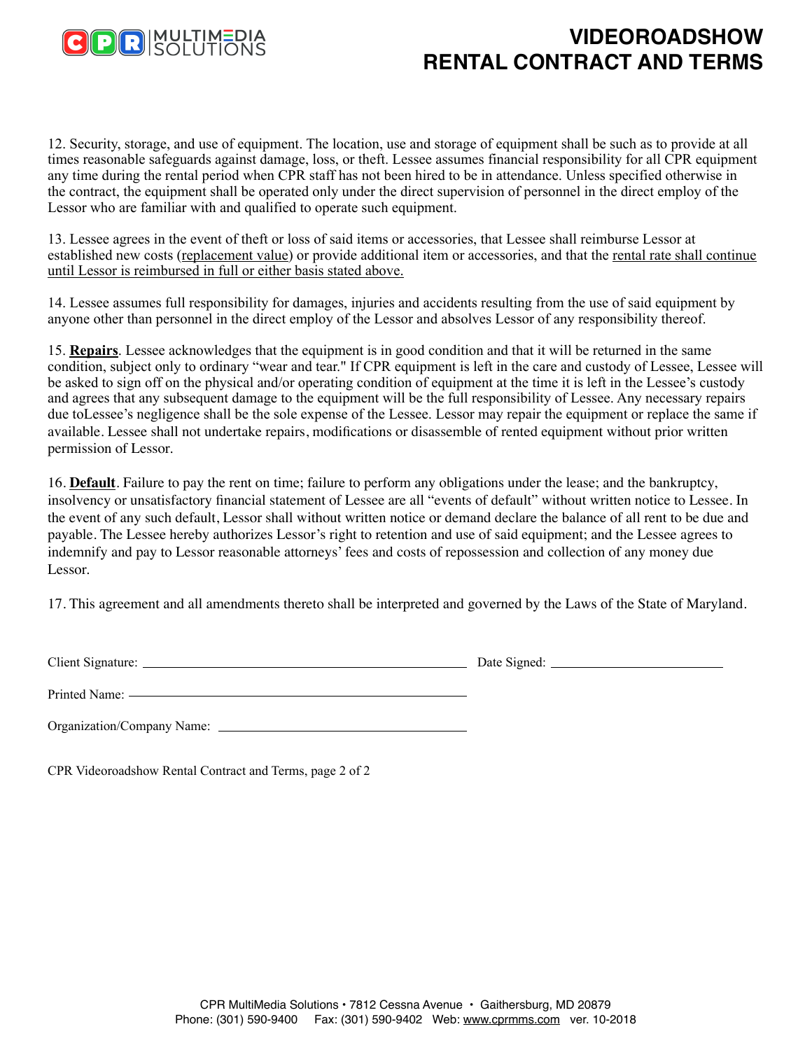# VIDEOROADSHOW RENTAL CONTRACT AND TERMS

12. Security, storage, and use of equipment. The location, use and storage of equipment shall be such as to provide at all times reasonable safeguards against damage, loss, or theft. Lessee assumes financial responsibility for all CPR equipment any time during the rental period when CPR staff has not been hired to be in attendance. Unless specified otherwise in the contract, the equipment shall be operated only under the direct supervision of personnel in the direct employ of the Lessor who are familiar with and qualified to operate such equipment.

13. Lessee agrees in the event of theft or loss of said items or accessories, that Lessee shall reimburse Lessor at established new costs (<u>replacement value</u>) or provide additional item or accessories, and that the <u>rental rate shall continue until Lessor is reimbursed in full or either basis stated above.</u>

14. Lessee assumes full responsibility for damages, injuries and accidents resulting from the use of said equipment by anyone other than personnel in the direct employ of the Lessor and absolves Lessor of any responsibility thereof.

15. **<u>Repairs</u>**. Lessee acknowledges that the equipment is in good condition and that it will be returned in the same condition, subject only to ordinary "wear and tear." If CPR equipment is left in the care and custody of Lessee, Lessee will be asked to sign off on the physical and/or operating condition of equipment at the time it is left in the Lessee's custody and agrees that any subsequent damage to the equipment will be the full responsibility of Lessee. Any necessary repairs due toLessee's negligence shall be the sole expense of the Lessee. Lessor may repair the equipment or replace the same if available. Lessee shall not undertake repairs, modifications or disassemble of rented equipment without prior written permission of Lessor.

16. **<u>Default</u>**. Failure to pay the rent on time; failure to perform any obligations under the lease; and the bankruptcy, insolvency or unsatisfactory financial statement of Lessee are all "events of default" without written notice to Lessee. In the event of any such default, Lessor shall without written notice or demand declare the balance of all rent to be due and payable. The Lessee hereby authorizes Lessor's right to retention and use of said equipment; and the Lessee agrees to indemnify and pay to Lessor reasonable attorneys' fees and costs of repossession and collection of any money due Lessor.

17. This agreement and all amendments thereto shall be interpreted and governed by the Laws of the State of Maryland.

Client Signature: ______________________________ Date Signed: ____________________

Printed Name: ______________________________

Organization/Company Name: ______________________________

CPR Videoroadshow Rental Contract and Terms, page 2 of 2

CPR MultiMedia Solutions • 7812 Cessna Avenue • Gaithersburg, MD 20879
Phone: (301) 590-9400 Fax: (301) 590-9402 Web: www.cprmms.com ver. 10-2018